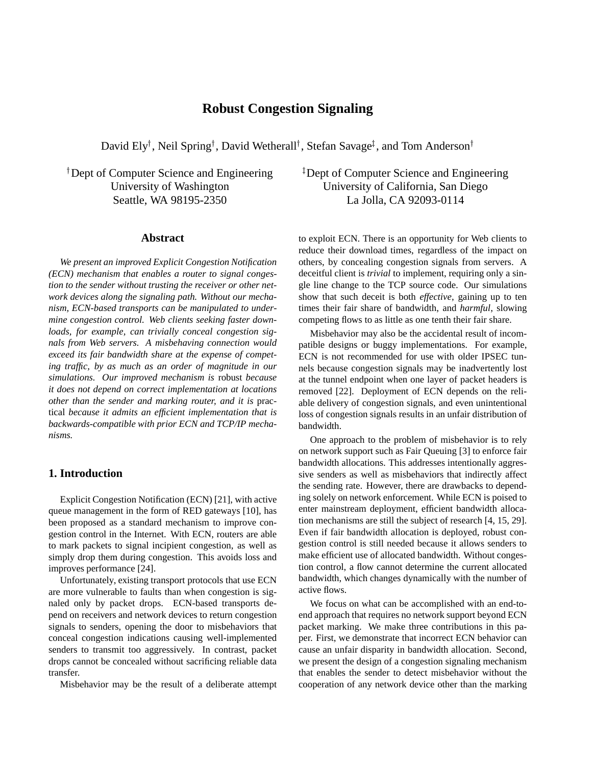# Robust Congestion Signaling

David Ely[†], Neil Spring[†], David Wetherall[†], Stefan Savage[‡], and Tom Anderson[†]

[†]Dept of Computer Science and Engineering
University of Washington
Seattle, WA 98195-2350

[‡]Dept of Computer Science and Engineering
University of California, San Diego
La Jolla, CA 92093-0114

## Abstract

*We present an improved Explicit Congestion Notification (ECN) mechanism that enables a router to signal congestion to the sender without trusting the receiver or other network devices along the signaling path. Without our mechanism, ECN-based transports can be manipulated to undermine congestion control. Web clients seeking faster downloads, for example, can trivially conceal congestion signals from Web servers. A misbehaving connection would exceed its fair bandwidth share at the expense of competing traffic, by as much as an order of magnitude in our simulations. Our improved mechanism is* robust *because it does not depend on correct implementation at locations other than the sender and marking router, and it is* practical *because it admits an efficient implementation that is backwards-compatible with prior ECN and TCP/IP mechanisms.*

## 1. Introduction

Explicit Congestion Notification (ECN) [21], with active queue management in the form of RED gateways [10], has been proposed as a standard mechanism to improve congestion control in the Internet. With ECN, routers are able to mark packets to signal incipient congestion, as well as simply drop them during congestion. This avoids loss and improves performance [24].

Unfortunately, existing transport protocols that use ECN are more vulnerable to faults than when congestion is signaled only by packet drops. ECN-based transports depend on receivers and network devices to return congestion signals to senders, opening the door to misbehaviors that conceal congestion indications causing well-implemented senders to transmit too aggressively. In contrast, packet drops cannot be concealed without sacrificing reliable data transfer.

Misbehavior may be the result of a deliberate attempt to exploit ECN. There is an opportunity for Web clients to reduce their download times, regardless of the impact on others, by concealing congestion signals from servers. A deceitful client is *trivial* to implement, requiring only a single line change to the TCP source code. Our simulations show that such deceit is both *effective*, gaining up to ten times their fair share of bandwidth, and *harmful*, slowing competing flows to as little as one tenth their fair share.

Misbehavior may also be the accidental result of incompatible designs or buggy implementations. For example, ECN is not recommended for use with older IPSEC tunnels because congestion signals may be inadvertently lost at the tunnel endpoint when one layer of packet headers is removed [22]. Deployment of ECN depends on the reliable delivery of congestion signals, and even unintentional loss of congestion signals results in an unfair distribution of bandwidth.

One approach to the problem of misbehavior is to rely on network support such as Fair Queuing [3] to enforce fair bandwidth allocations. This addresses intentionally aggressive senders as well as misbehaviors that indirectly affect the sending rate. However, there are drawbacks to depending solely on network enforcement. While ECN is poised to enter mainstream deployment, efficient bandwidth allocation mechanisms are still the subject of research [4, 15, 29]. Even if fair bandwidth allocation is deployed, robust congestion control is still needed because it allows senders to make efficient use of allocated bandwidth. Without congestion control, a flow cannot determine the current allocated bandwidth, which changes dynamically with the number of active flows.

We focus on what can be accomplished with an end-to-end approach that requires no network support beyond ECN packet marking. We make three contributions in this paper. First, we demonstrate that incorrect ECN behavior can cause an unfair disparity in bandwidth allocation. Second, we present the design of a congestion signaling mechanism that enables the sender to detect misbehavior without the cooperation of any network device other than the marking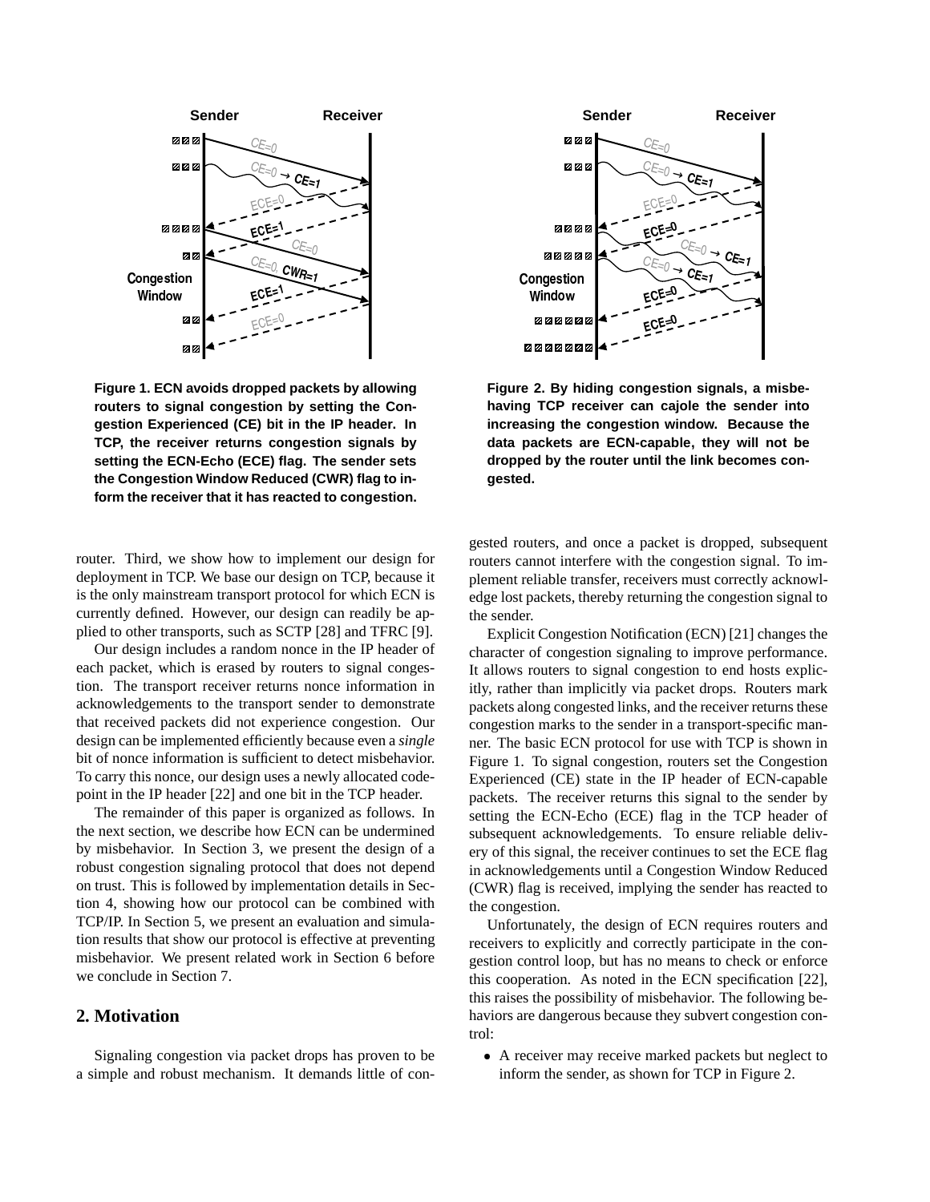**Figure 1. ECN avoids dropped packets by allowing routers to signal congestion by setting the Congestion Experienced (CE) bit in the IP header. In TCP, the receiver returns congestion signals by setting the ECN-Echo (ECE) flag. The sender sets the Congestion Window Reduced (CWR) flag to inform the receiver that it has reacted to congestion.**

**Figure 2. By hiding congestion signals, a misbehaving TCP receiver can cajole the sender into increasing the congestion window. Because the data packets are ECN-capable, they will not be dropped by the router until the link becomes congested.**

router. Third, we show how to implement our design for deployment in TCP. We base our design on TCP, because it is the only mainstream transport protocol for which ECN is currently defined. However, our design can readily be applied to other transports, such as SCTP [28] and TFRC [9].

Our design includes a random nonce in the IP header of each packet, which is erased by routers to signal congestion. The transport receiver returns nonce information in acknowledgements to the transport sender to demonstrate that received packets did not experience congestion. Our design can be implemented efficiently because even a *single* bit of nonce information is sufficient to detect misbehavior. To carry this nonce, our design uses a newly allocated codepoint in the IP header [22] and one bit in the TCP header.

The remainder of this paper is organized as follows. In the next section, we describe how ECN can be undermined by misbehavior. In Section 3, we present the design of a robust congestion signaling protocol that does not depend on trust. This is followed by implementation details in Section 4, showing how our protocol can be combined with TCP/IP. In Section 5, we present an evaluation and simulation results that show our protocol is effective at preventing misbehavior. We present related work in Section 6 before we conclude in Section 7.

## 2. Motivation

Signaling congestion via packet drops has proven to be a simple and robust mechanism. It demands little of congested routers, and once a packet is dropped, subsequent routers cannot interfere with the congestion signal. To implement reliable transfer, receivers must correctly acknowledge lost packets, thereby returning the congestion signal to the sender.

Explicit Congestion Notification (ECN) [21] changes the character of congestion signaling to improve performance. It allows routers to signal congestion to end hosts explicitly, rather than implicitly via packet drops. Routers mark packets along congested links, and the receiver returns these congestion marks to the sender in a transport-specific manner. The basic ECN protocol for use with TCP is shown in Figure 1. To signal congestion, routers set the Congestion Experienced (CE) state in the IP header of ECN-capable packets. The receiver returns this signal to the sender by setting the ECN-Echo (ECE) flag in the TCP header of subsequent acknowledgements. To ensure reliable delivery of this signal, the receiver continues to set the ECE flag in acknowledgements until a Congestion Window Reduced (CWR) flag is received, implying the sender has reacted to the congestion.

Unfortunately, the design of ECN requires routers and receivers to explicitly and correctly participate in the congestion control loop, but has no means to check or enforce this cooperation. As noted in the ECN specification [22], this raises the possibility of misbehavior. The following behaviors are dangerous because they subvert congestion control:

- A receiver may receive marked packets but neglect to inform the sender, as shown for TCP in Figure 2.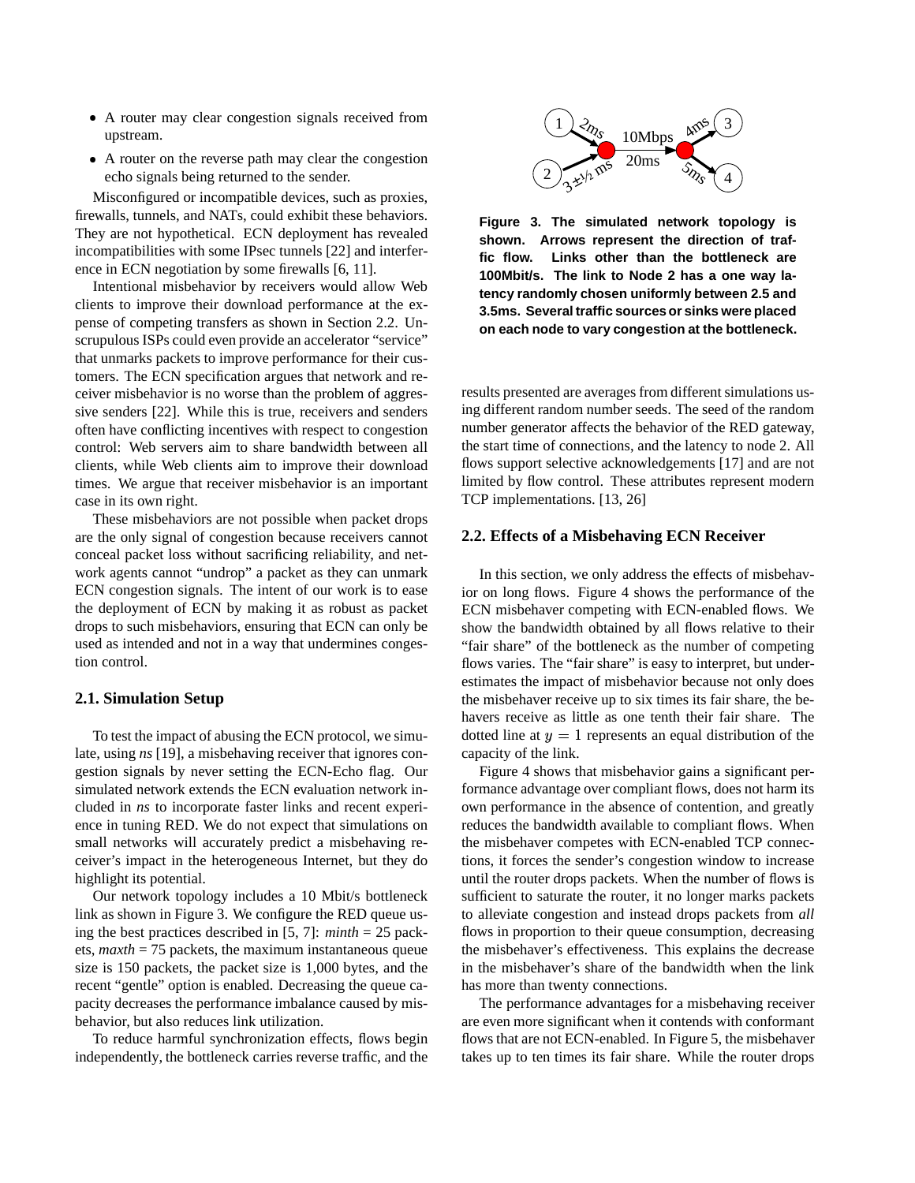- A router may clear congestion signals received from upstream.
- A router on the reverse path may clear the congestion echo signals being returned to the sender.

Misconfigured or incompatible devices, such as proxies, firewalls, tunnels, and NATs, could exhibit these behaviors. They are not hypothetical. ECN deployment has revealed incompatibilities with some IPsec tunnels [22] and interference in ECN negotiation by some firewalls [6, 11].

Intentional misbehavior by receivers would allow Web clients to improve their download performance at the expense of competing transfers as shown in Section 2.2. Unscrupulous ISPs could even provide an accelerator "service" that unmarks packets to improve performance for their customers. The ECN specification argues that network and receiver misbehavior is no worse than the problem of aggressive senders [22]. While this is true, receivers and senders often have conflicting incentives with respect to congestion control: Web servers aim to share bandwidth between all clients, while Web clients aim to improve their download times. We argue that receiver misbehavior is an important case in its own right.

These misbehaviors are not possible when packet drops are the only signal of congestion because receivers cannot conceal packet loss without sacrificing reliability, and network agents cannot "undrop" a packet as they can unmark ECN congestion signals. The intent of our work is to ease the deployment of ECN by making it as robust as packet drops to such misbehaviors, ensuring that ECN can only be used as intended and not in a way that undermines congestion control.

### 2.1. Simulation Setup

To test the impact of abusing the ECN protocol, we simulate, using *ns* [19], a misbehaving receiver that ignores congestion signals by never setting the ECN-Echo flag. Our simulated network extends the ECN evaluation network included in *ns* to incorporate faster links and recent experience in tuning RED. We do not expect that simulations on small networks will accurately predict a misbehaving receiver's impact in the heterogeneous Internet, but they do highlight its potential.

Our network topology includes a 10 Mbit/s bottleneck link as shown in Figure 3. We configure the RED queue using the best practices described in [5, 7]: *minth* = 25 packets, *maxth* = 75 packets, the maximum instantaneous queue size is 150 packets, the packet size is 1,000 bytes, and the recent "gentle" option is enabled. Decreasing the queue capacity decreases the performance imbalance caused by misbehavior, but also reduces link utilization.

To reduce harmful synchronization effects, flows begin independently, the bottleneck carries reverse traffic, and the results presented are averages from different simulations using different random number seeds. The seed of the random number generator affects the behavior of the RED gateway, the start time of connections, and the latency to node 2. All flows support selective acknowledgements [17] and are not limited by flow control. These attributes represent modern TCP implementations. [13, 26]

**Figure 3. The simulated network topology is shown. Arrows represent the direction of traffic flow. Links other than the bottleneck are 100Mbit/s. The link to Node 2 has a one way latency randomly chosen uniformly between 2.5 and 3.5ms. Several traffic sources or sinks were placed on each node to vary congestion at the bottleneck.**

### 2.2. Effects of a Misbehaving ECN Receiver

In this section, we only address the effects of misbehavior on long flows. Figure 4 shows the performance of the ECN misbehaver competing with ECN-enabled flows. We show the bandwidth obtained by all flows relative to their "fair share" of the bottleneck as the number of competing flows varies. The "fair share" is easy to interpret, but underestimates the impact of misbehavior because not only does the misbehaver receive up to six times its fair share, the behavers receive as little as one tenth their fair share. The dotted line at $y = 1$ represents an equal distribution of the capacity of the link.

Figure 4 shows that misbehavior gains a significant performance advantage over compliant flows, does not harm its own performance in the absence of contention, and greatly reduces the bandwidth available to compliant flows. When the misbehaver competes with ECN-enabled TCP connections, it forces the sender's congestion window to increase until the router drops packets. When the number of flows is sufficient to saturate the router, it no longer marks packets to alleviate congestion and instead drops packets from *all* flows in proportion to their queue consumption, decreasing the misbehaver's effectiveness. This explains the decrease in the misbehaver's share of the bandwidth when the link has more than twenty connections.

The performance advantages for a misbehaving receiver are even more significant when it contends with conformant flows that are not ECN-enabled. In Figure 5, the misbehaver takes up to ten times its fair share. While the router drops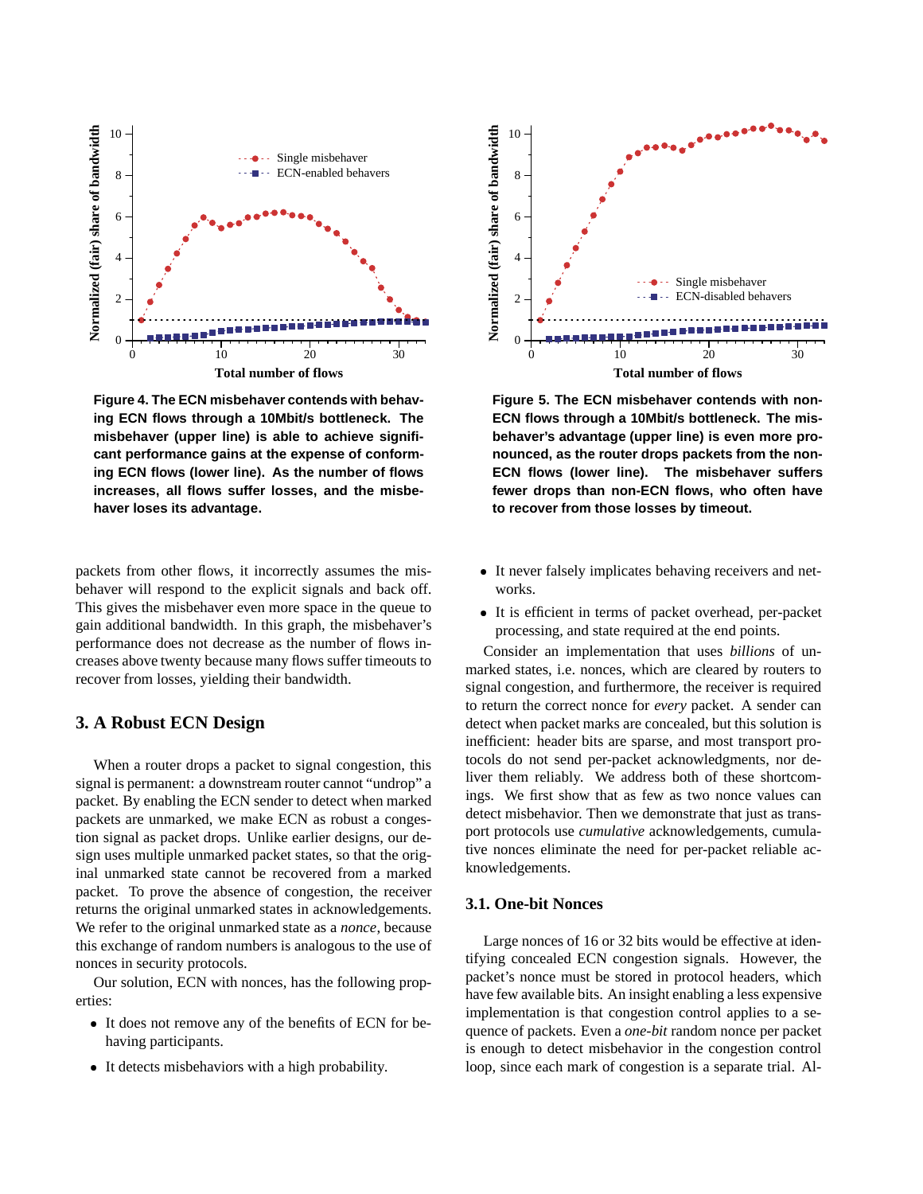**Figure 4. The ECN misbehaver contends with behaving ECN flows through a 10Mbit/s bottleneck. The misbehaver (upper line) is able to achieve significant performance gains at the expense of conforming ECN flows (lower line). As the number of flows increases, all flows suffer losses, and the misbehaver loses its advantage.**

**Figure 5. The ECN misbehaver contends with non-ECN flows through a 10Mbit/s bottleneck. The misbehaver's advantage (upper line) is even more pronounced, as the router drops packets from the non-ECN flows (lower line). The misbehaver suffers fewer drops than non-ECN flows, who often have to recover from those losses by timeout.**

packets from other flows, it incorrectly assumes the misbehaver will respond to the explicit signals and back off. This gives the misbehaver even more space in the queue to gain additional bandwidth. In this graph, the misbehaver's performance does not decrease as the number of flows increases above twenty because many flows suffer timeouts to recover from losses, yielding their bandwidth.

## 3. A Robust ECN Design

When a router drops a packet to signal congestion, this signal is permanent: a downstream router cannot "undrop" a packet. By enabling the ECN sender to detect when marked packets are unmarked, we make ECN as robust a congestion signal as packet drops. Unlike earlier designs, our design uses multiple unmarked packet states, so that the original unmarked state cannot be recovered from a marked packet. To prove the absence of congestion, the receiver returns the original unmarked states in acknowledgements. We refer to the original unmarked state as a *nonce*, because this exchange of random numbers is analogous to the use of nonces in security protocols.

Our solution, ECN with nonces, has the following properties:

- It does not remove any of the benefits of ECN for behaving participants.
- It detects misbehaviors with a high probability.
- It never falsely implicates behaving receivers and networks.
- It is efficient in terms of packet overhead, per-packet processing, and state required at the end points.

Consider an implementation that uses *billions* of unmarked states, i.e. nonces, which are cleared by routers to signal congestion, and furthermore, the receiver is required to return the correct nonce for *every* packet. A sender can detect when packet marks are concealed, but this solution is inefficient: header bits are sparse, and most transport protocols do not send per-packet acknowledgments, nor deliver them reliably. We address both of these shortcomings. We first show that as few as two nonce values can detect misbehavior. Then we demonstrate that just as transport protocols use *cumulative* acknowledgements, cumulative nonces eliminate the need for per-packet reliable acknowledgements.

### 3.1. One-bit Nonces

Large nonces of 16 or 32 bits would be effective at identifying concealed ECN congestion signals. However, the packet's nonce must be stored in protocol headers, which have few available bits. An insight enabling a less expensive implementation is that congestion control applies to a sequence of packets. Even a *one-bit* random nonce per packet is enough to detect misbehavior in the congestion control loop, since each mark of congestion is a separate trial. Al-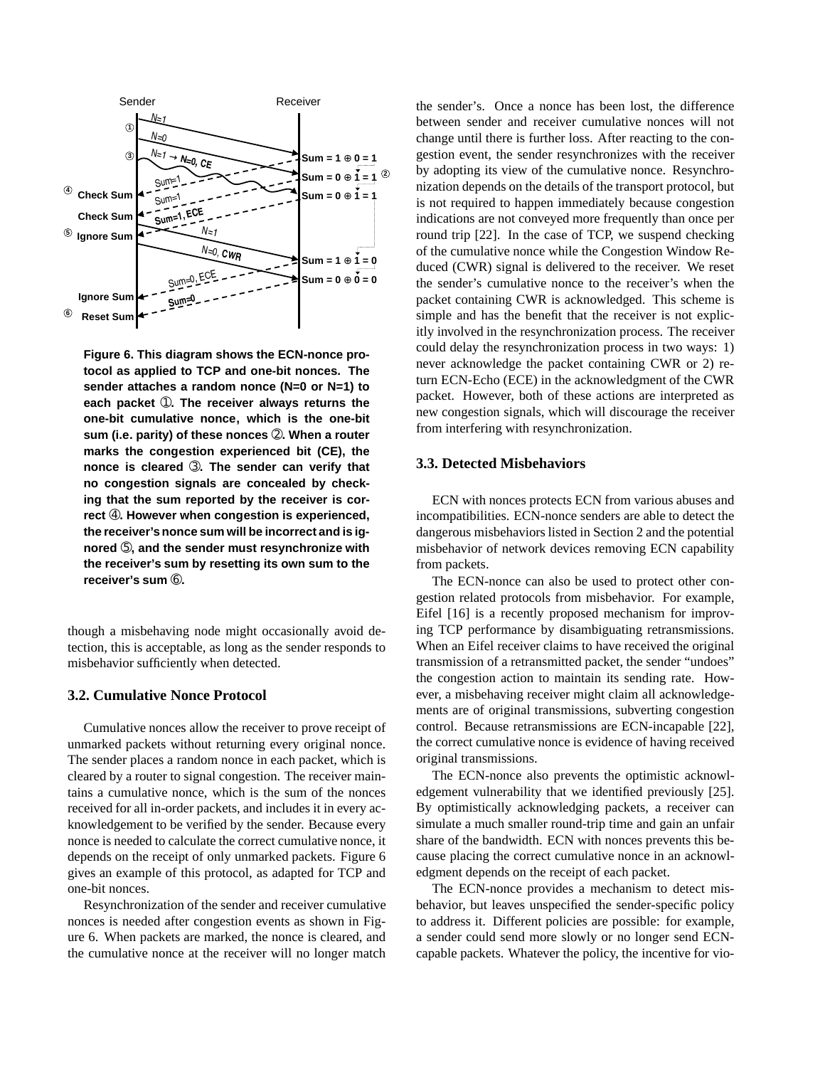Figure 6. This diagram shows the ECN-nonce protocol as applied to TCP and one-bit nonces. The sender attaches a random nonce (N=0 or N=1) to each packet ①. The receiver always returns the one-bit cumulative nonce, which is the one-bit sum (i.e. parity) of these nonces ②. When a router marks the congestion experienced bit (CE), the nonce is cleared ③. The sender can verify that no congestion signals are concealed by checking that the sum reported by the receiver is correct ④. However when congestion is experienced, the receiver's nonce sum will be incorrect and is ignored ⑤, and the sender must resynchronize with the receiver's sum by resetting its own sum to the receiver's sum ⑥.

though a misbehaving node might occasionally avoid detection, this is acceptable, as long as the sender responds to misbehavior sufficiently when detected.

### 3.2. Cumulative Nonce Protocol

Cumulative nonces allow the receiver to prove receipt of unmarked packets without returning every original nonce. The sender places a random nonce in each packet, which is cleared by a router to signal congestion. The receiver maintains a cumulative nonce, which is the sum of the nonces received for all in-order packets, and includes it in every acknowledgement to be verified by the sender. Because every nonce is needed to calculate the correct cumulative nonce, it depends on the receipt of only unmarked packets. Figure 6 gives an example of this protocol, as adapted for TCP and one-bit nonces.

Resynchronization of the sender and receiver cumulative nonces is needed after congestion events as shown in Figure 6. When packets are marked, the nonce is cleared, and the cumulative nonce at the receiver will no longer match the sender's. Once a nonce has been lost, the difference between sender and receiver cumulative nonces will not change until there is further loss. After reacting to the congestion event, the sender resynchronizes with the receiver by adopting its view of the cumulative nonce. Resynchronization depends on the details of the transport protocol, but is not required to happen immediately because congestion indications are not conveyed more frequently than once per round trip [22]. In the case of TCP, we suspend checking of the cumulative nonce while the Congestion Window Reduced (CWR) signal is delivered to the receiver. We reset the sender's cumulative nonce to the receiver's when the packet containing CWR is acknowledged. This scheme is simple and has the benefit that the receiver is not explicitly involved in the resynchronization process. The receiver could delay the resynchronization process in two ways: 1) never acknowledge the packet containing CWR or 2) return ECN-Echo (ECE) in the acknowledgment of the CWR packet. However, both of these actions are interpreted as new congestion signals, which will discourage the receiver from interfering with resynchronization.

### 3.3. Detected Misbehaviors

ECN with nonces protects ECN from various abuses and incompatibilities. ECN-nonce senders are able to detect the dangerous misbehaviors listed in Section 2 and the potential misbehavior of network devices removing ECN capability from packets.

The ECN-nonce can also be used to protect other congestion related protocols from misbehavior. For example, Eifel [16] is a recently proposed mechanism for improving TCP performance by disambiguating retransmissions. When an Eifel receiver claims to have received the original transmission of a retransmitted packet, the sender "undoes" the congestion action to maintain its sending rate. However, a misbehaving receiver might claim all acknowledgements are of original transmissions, subverting congestion control. Because retransmissions are ECN-incapable [22], the correct cumulative nonce is evidence of having received original transmissions.

The ECN-nonce also prevents the optimistic acknowledgement vulnerability that we identified previously [25]. By optimistically acknowledging packets, a receiver can simulate a much smaller round-trip time and gain an unfair share of the bandwidth. ECN with nonces prevents this because placing the correct cumulative nonce in an acknowledgment depends on the receipt of each packet.

The ECN-nonce provides a mechanism to detect misbehavior, but leaves unspecified the sender-specific policy to address it. Different policies are possible: for example, a sender could send more slowly or no longer send ECN-capable packets. Whatever the policy, the incentive for vio-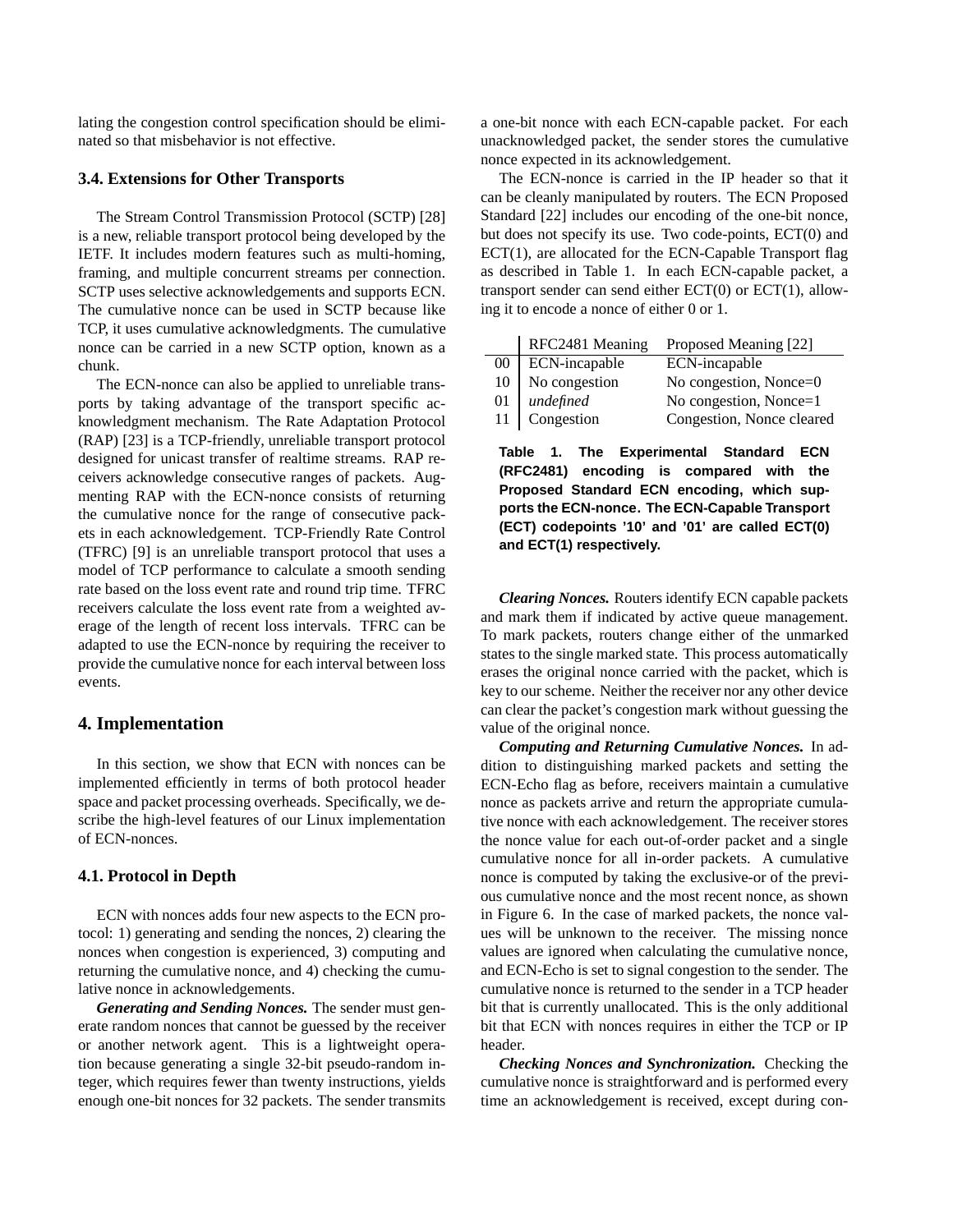lating the congestion control specification should be eliminated so that misbehavior is not effective.

### 3.4. Extensions for Other Transports

The Stream Control Transmission Protocol (SCTP) [28] is a new, reliable transport protocol being developed by the IETF. It includes modern features such as multi-homing, framing, and multiple concurrent streams per connection. SCTP uses selective acknowledgements and supports ECN. The cumulative nonce can be used in SCTP because like TCP, it uses cumulative acknowledgments. The cumulative nonce can be carried in a new SCTP option, known as a chunk.

The ECN-nonce can also be applied to unreliable transports by taking advantage of the transport specific acknowledgment mechanism. The Rate Adaptation Protocol (RAP) [23] is a TCP-friendly, unreliable transport protocol designed for unicast transfer of realtime streams. RAP receivers acknowledge consecutive ranges of packets. Augmenting RAP with the ECN-nonce consists of returning the cumulative nonce for the range of consecutive packets in each acknowledgement. TCP-Friendly Rate Control (TFRC) [9] is an unreliable transport protocol that uses a model of TCP performance to calculate a smooth sending rate based on the loss event rate and round trip time. TFRC receivers calculate the loss event rate from a weighted average of the length of recent loss intervals. TFRC can be adapted to use the ECN-nonce by requiring the receiver to provide the cumulative nonce for each interval between loss events.

## 4. Implementation

In this section, we show that ECN with nonces can be implemented efficiently in terms of both protocol header space and packet processing overheads. Specifically, we describe the high-level features of our Linux implementation of ECN-nonces.

### 4.1. Protocol in Depth

ECN with nonces adds four new aspects to the ECN protocol: 1) generating and sending the nonces, 2) clearing the nonces when congestion is experienced, 3) computing and returning the cumulative nonce, and 4) checking the cumulative nonce in acknowledgements.

***Generating and Sending Nonces.*** The sender must generate random nonces that cannot be guessed by the receiver or another network agent. This is a lightweight operation because generating a single 32-bit pseudo-random integer, which requires fewer than twenty instructions, yields enough one-bit nonces for 32 packets. The sender transmits a one-bit nonce with each ECN-capable packet. For each unacknowledged packet, the sender stores the cumulative nonce expected in its acknowledgement.

The ECN-nonce is carried in the IP header so that it can be cleanly manipulated by routers. The ECN Proposed Standard [22] includes our encoding of the one-bit nonce, but does not specify its use. Two code-points, ECT(0) and ECT(1), are allocated for the ECN-Capable Transport flag as described in Table 1. In each ECN-capable packet, a transport sender can send either ECT(0) or ECT(1), allowing it to encode a nonce of either 0 or 1.

| | RFC2481 Meaning | Proposed Meaning [22] |
|---|---|---|
| 00 | ECN-incapable | ECN-incapable |
| 10 | No congestion | No congestion, Nonce=0 |
| 01 | *undefined* | No congestion, Nonce=1 |
| 11 | Congestion | Congestion, Nonce cleared |

**Table 1. The Experimental Standard ECN (RFC2481) encoding is compared with the Proposed Standard ECN encoding, which supports the ECN-nonce. The ECN-Capable Transport (ECT) codepoints '10' and '01' are called ECT(0) and ECT(1) respectively.**

***Clearing Nonces.*** Routers identify ECN capable packets and mark them if indicated by active queue management. To mark packets, routers change either of the unmarked states to the single marked state. This process automatically erases the original nonce carried with the packet, which is key to our scheme. Neither the receiver nor any other device can clear the packet's congestion mark without guessing the value of the original nonce.

***Computing and Returning Cumulative Nonces.*** In addition to distinguishing marked packets and setting the ECN-Echo flag as before, receivers maintain a cumulative nonce as packets arrive and return the appropriate cumulative nonce with each acknowledgement. The receiver stores the nonce value for each out-of-order packet and a single cumulative nonce for all in-order packets. A cumulative nonce is computed by taking the exclusive-or of the previous cumulative nonce and the most recent nonce, as shown in Figure 6. In the case of marked packets, the nonce values will be unknown to the receiver. The missing nonce values are ignored when calculating the cumulative nonce, and ECN-Echo is set to signal congestion to the sender. The cumulative nonce is returned to the sender in a TCP header bit that is currently unallocated. This is the only additional bit that ECN with nonces requires in either the TCP or IP header.

***Checking Nonces and Synchronization.*** Checking the cumulative nonce is straightforward and is performed every time an acknowledgement is received, except during con-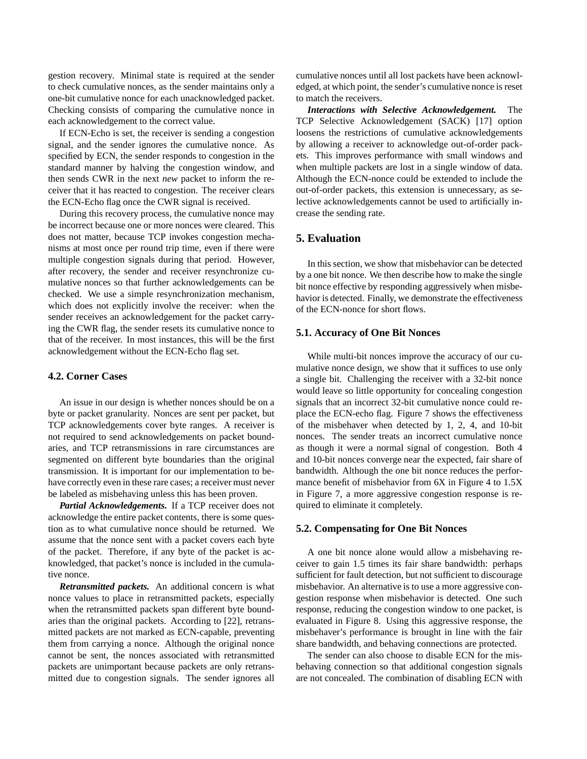gestion recovery. Minimal state is required at the sender to check cumulative nonces, as the sender maintains only a one-bit cumulative nonce for each unacknowledged packet. Checking consists of comparing the cumulative nonce in each acknowledgement to the correct value.

If ECN-Echo is set, the receiver is sending a congestion signal, and the sender ignores the cumulative nonce. As specified by ECN, the sender responds to congestion in the standard manner by halving the congestion window, and then sends CWR in the next *new* packet to inform the receiver that it has reacted to congestion. The receiver clears the ECN-Echo flag once the CWR signal is received.

During this recovery process, the cumulative nonce may be incorrect because one or more nonces were cleared. This does not matter, because TCP invokes congestion mechanisms at most once per round trip time, even if there were multiple congestion signals during that period. However, after recovery, the sender and receiver resynchronize cumulative nonces so that further acknowledgements can be checked. We use a simple resynchronization mechanism, which does not explicitly involve the receiver: when the sender receives an acknowledgement for the packet carrying the CWR flag, the sender resets its cumulative nonce to that of the receiver. In most instances, this will be the first acknowledgement without the ECN-Echo flag set.

### 4.2. Corner Cases

An issue in our design is whether nonces should be on a byte or packet granularity. Nonces are sent per packet, but TCP acknowledgements cover byte ranges. A receiver is not required to send acknowledgements on packet boundaries, and TCP retransmissions in rare circumstances are segmented on different byte boundaries than the original transmission. It is important for our implementation to behave correctly even in these rare cases; a receiver must never be labeled as misbehaving unless this has been proven.

***Partial Acknowledgements.*** If a TCP receiver does not acknowledge the entire packet contents, there is some question as to what cumulative nonce should be returned. We assume that the nonce sent with a packet covers each byte of the packet. Therefore, if any byte of the packet is acknowledged, that packet's nonce is included in the cumulative nonce.

***Retransmitted packets.*** An additional concern is what nonce values to place in retransmitted packets, especially when the retransmitted packets span different byte boundaries than the original packets. According to [22], retransmitted packets are not marked as ECN-capable, preventing them from carrying a nonce. Although the original nonce cannot be sent, the nonces associated with retransmitted packets are unimportant because packets are only retransmitted due to congestion signals. The sender ignores all cumulative nonces until all lost packets have been acknowledged, at which point, the sender's cumulative nonce is reset to match the receivers.

***Interactions with Selective Acknowledgement.*** The TCP Selective Acknowledgement (SACK) [17] option loosens the restrictions of cumulative acknowledgements by allowing a receiver to acknowledge out-of-order packets. This improves performance with small windows and when multiple packets are lost in a single window of data. Although the ECN-nonce could be extended to include the out-of-order packets, this extension is unnecessary, as selective acknowledgements cannot be used to artificially increase the sending rate.

## 5. Evaluation

In this section, we show that misbehavior can be detected by a one bit nonce. We then describe how to make the single bit nonce effective by responding aggressively when misbehavior is detected. Finally, we demonstrate the effectiveness of the ECN-nonce for short flows.

### 5.1. Accuracy of One Bit Nonces

While multi-bit nonces improve the accuracy of our cumulative nonce design, we show that it suffices to use only a single bit. Challenging the receiver with a 32-bit nonce would leave so little opportunity for concealing congestion signals that an incorrect 32-bit cumulative nonce could replace the ECN-echo flag. Figure 7 shows the effectiveness of the misbehaver when detected by 1, 2, 4, and 10-bit nonces. The sender treats an incorrect cumulative nonce as though it were a normal signal of congestion. Both 4 and 10-bit nonces converge near the expected, fair share of bandwidth. Although the one bit nonce reduces the performance benefit of misbehavior from 6X in Figure 4 to 1.5X in Figure 7, a more aggressive congestion response is required to eliminate it completely.

### 5.2. Compensating for One Bit Nonces

A one bit nonce alone would allow a misbehaving receiver to gain 1.5 times its fair share bandwidth: perhaps sufficient for fault detection, but not sufficient to discourage misbehavior. An alternative is to use a more aggressive congestion response when misbehavior is detected. One such response, reducing the congestion window to one packet, is evaluated in Figure 8. Using this aggressive response, the misbehaver's performance is brought in line with the fair share bandwidth, and behaving connections are protected.

The sender can also choose to disable ECN for the misbehaving connection so that additional congestion signals are not concealed. The combination of disabling ECN with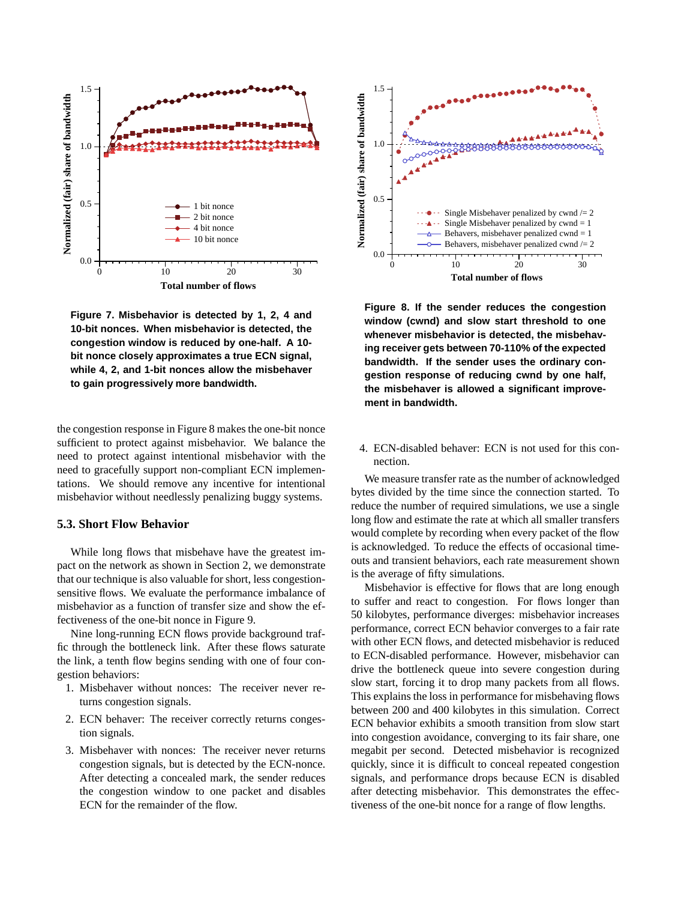Figure 7. Misbehavior is detected by 1, 2, 4 and 10-bit nonces. When misbehavior is detected, the congestion window is reduced by one-half. A 10-bit nonce closely approximates a true ECN signal, while 4, 2, and 1-bit nonces allow the misbehaver to gain progressively more bandwidth.

Figure 8. If the sender reduces the congestion window (cwnd) and slow start threshold to one whenever misbehavior is detected, the misbehaving receiver gets between 70-110% of the expected bandwidth. If the sender uses the ordinary congestion response of reducing cwnd by one half, the misbehaver is allowed a significant improvement in bandwidth.

the congestion response in Figure 8 makes the one-bit nonce sufficient to protect against misbehavior. We balance the need to protect against intentional misbehavior with the need to gracefully support non-compliant ECN implementations. We should remove any incentive for intentional misbehavior without needlessly penalizing buggy systems.

### 5.3. Short Flow Behavior

While long flows that misbehave have the greatest impact on the network as shown in Section 2, we demonstrate that our technique is also valuable for short, less congestion-sensitive flows. We evaluate the performance imbalance of misbehavior as a function of transfer size and show the effectiveness of the one-bit nonce in Figure 9.

Nine long-running ECN flows provide background traffic through the bottleneck link. After these flows saturate the link, a tenth flow begins sending with one of four congestion behaviors:

1. Misbehaver without nonces: The receiver never returns congestion signals.
2. ECN behaver: The receiver correctly returns congestion signals.
3. Misbehaver with nonces: The receiver never returns congestion signals, but is detected by the ECN-nonce. After detecting a concealed mark, the sender reduces the congestion window to one packet and disables ECN for the remainder of the flow.
4. ECN-disabled behaver: ECN is not used for this connection.

We measure transfer rate as the number of acknowledged bytes divided by the time since the connection started. To reduce the number of required simulations, we use a single long flow and estimate the rate at which all smaller transfers would complete by recording when every packet of the flow is acknowledged. To reduce the effects of occasional timeouts and transient behaviors, each rate measurement shown is the average of fifty simulations.

Misbehavior is effective for flows that are long enough to suffer and react to congestion. For flows longer than 50 kilobytes, performance diverges: misbehavior increases performance, correct ECN behavior converges to a fair rate with other ECN flows, and detected misbehavior is reduced to ECN-disabled performance. However, misbehavior can drive the bottleneck queue into severe congestion during slow start, forcing it to drop many packets from all flows. This explains the loss in performance for misbehaving flows between 200 and 400 kilobytes in this simulation. Correct ECN behavior exhibits a smooth transition from slow start into congestion avoidance, converging to its fair share, one megabit per second. Detected misbehavior is recognized quickly, since it is difficult to conceal repeated congestion signals, and performance drops because ECN is disabled after detecting misbehavior. This demonstrates the effectiveness of the one-bit nonce for a range of flow lengths.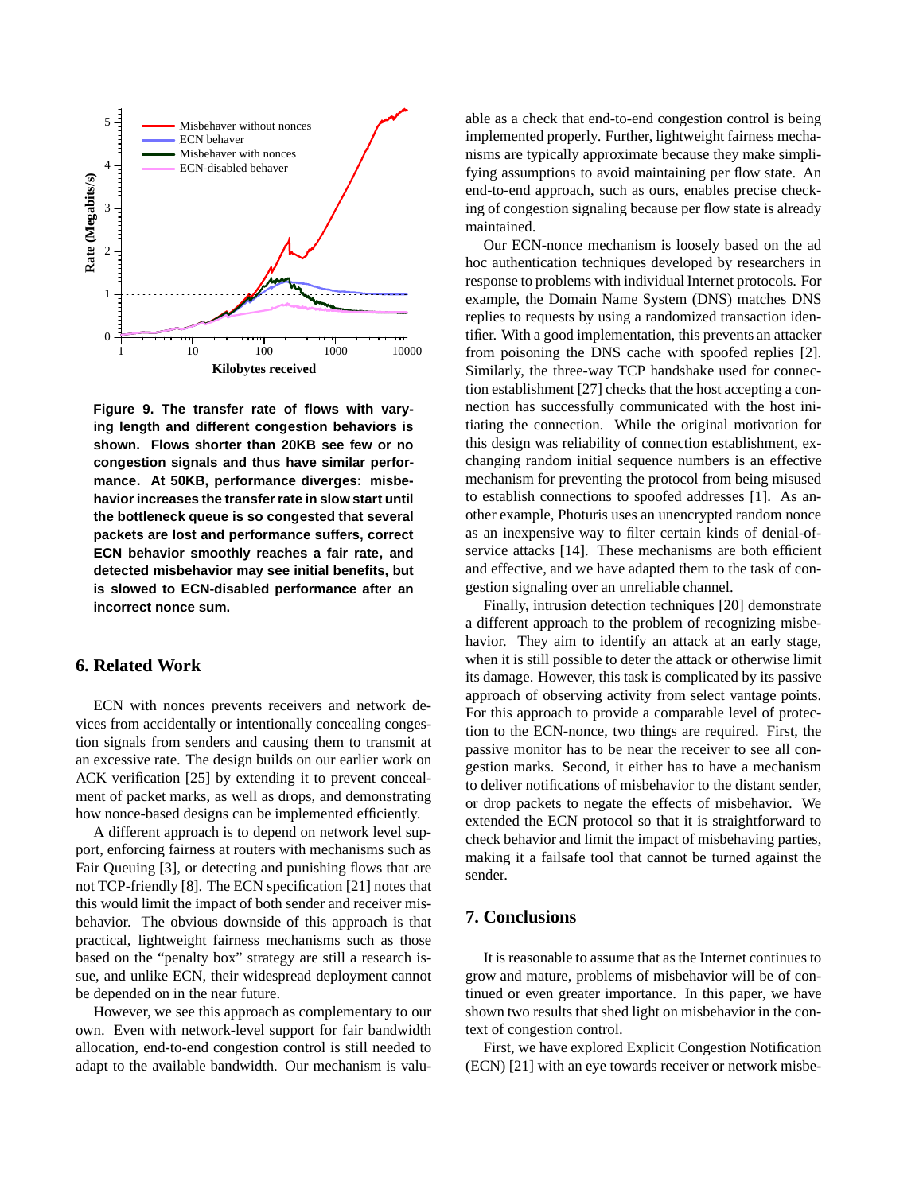**Figure 9. The transfer rate of flows with varying length and different congestion behaviors is shown. Flows shorter than 20KB see few or no congestion signals and thus have similar performance. At 50KB, performance diverges: misbehavior increases the transfer rate in slow start until the bottleneck queue is so congested that several packets are lost and performance suffers, correct ECN behavior smoothly reaches a fair rate, and detected misbehavior may see initial benefits, but is slowed to ECN-disabled performance after an incorrect nonce sum.**

## 6. Related Work

ECN with nonces prevents receivers and network devices from accidentally or intentionally concealing congestion signals from senders and causing them to transmit at an excessive rate. The design builds on our earlier work on ACK verification [25] by extending it to prevent concealment of packet marks, as well as drops, and demonstrating how nonce-based designs can be implemented efficiently.

A different approach is to depend on network level support, enforcing fairness at routers with mechanisms such as Fair Queuing [3], or detecting and punishing flows that are not TCP-friendly [8]. The ECN specification [21] notes that this would limit the impact of both sender and receiver misbehavior. The obvious downside of this approach is that practical, lightweight fairness mechanisms such as those based on the "penalty box" strategy are still a research issue, and unlike ECN, their widespread deployment cannot be depended on in the near future.

However, we see this approach as complementary to our own. Even with network-level support for fair bandwidth allocation, end-to-end congestion control is still needed to adapt to the available bandwidth. Our mechanism is valuable as a check that end-to-end congestion control is being implemented properly. Further, lightweight fairness mechanisms are typically approximate because they make simplifying assumptions to avoid maintaining per flow state. An end-to-end approach, such as ours, enables precise checking of congestion signaling because per flow state is already maintained.

Our ECN-nonce mechanism is loosely based on the ad hoc authentication techniques developed by researchers in response to problems with individual Internet protocols. For example, the Domain Name System (DNS) matches DNS replies to requests by using a randomized transaction identifier. With a good implementation, this prevents an attacker from poisoning the DNS cache with spoofed replies [2]. Similarly, the three-way TCP handshake used for connection establishment [27] checks that the host accepting a connection has successfully communicated with the host initiating the connection. While the original motivation for this design was reliability of connection establishment, exchanging random initial sequence numbers is an effective mechanism for preventing the protocol from being misused to establish connections to spoofed addresses [1]. As another example, Photuris uses an unencrypted random nonce as an inexpensive way to filter certain kinds of denial-of-service attacks [14]. These mechanisms are both efficient and effective, and we have adapted them to the task of congestion signaling over an unreliable channel.

Finally, intrusion detection techniques [20] demonstrate a different approach to the problem of recognizing misbehavior. They aim to identify an attack at an early stage, when it is still possible to deter the attack or otherwise limit its damage. However, this task is complicated by its passive approach of observing activity from select vantage points. For this approach to provide a comparable level of protection to the ECN-nonce, two things are required. First, the passive monitor has to be near the receiver to see all congestion marks. Second, it either has to have a mechanism to deliver notifications of misbehavior to the distant sender, or drop packets to negate the effects of misbehavior. We extended the ECN protocol so that it is straightforward to check behavior and limit the impact of misbehaving parties, making it a failsafe tool that cannot be turned against the sender.

## 7. Conclusions

It is reasonable to assume that as the Internet continues to grow and mature, problems of misbehavior will be of continued or even greater importance. In this paper, we have shown two results that shed light on misbehavior in the context of congestion control.

First, we have explored Explicit Congestion Notification (ECN) [21] with an eye towards receiver or network misbe-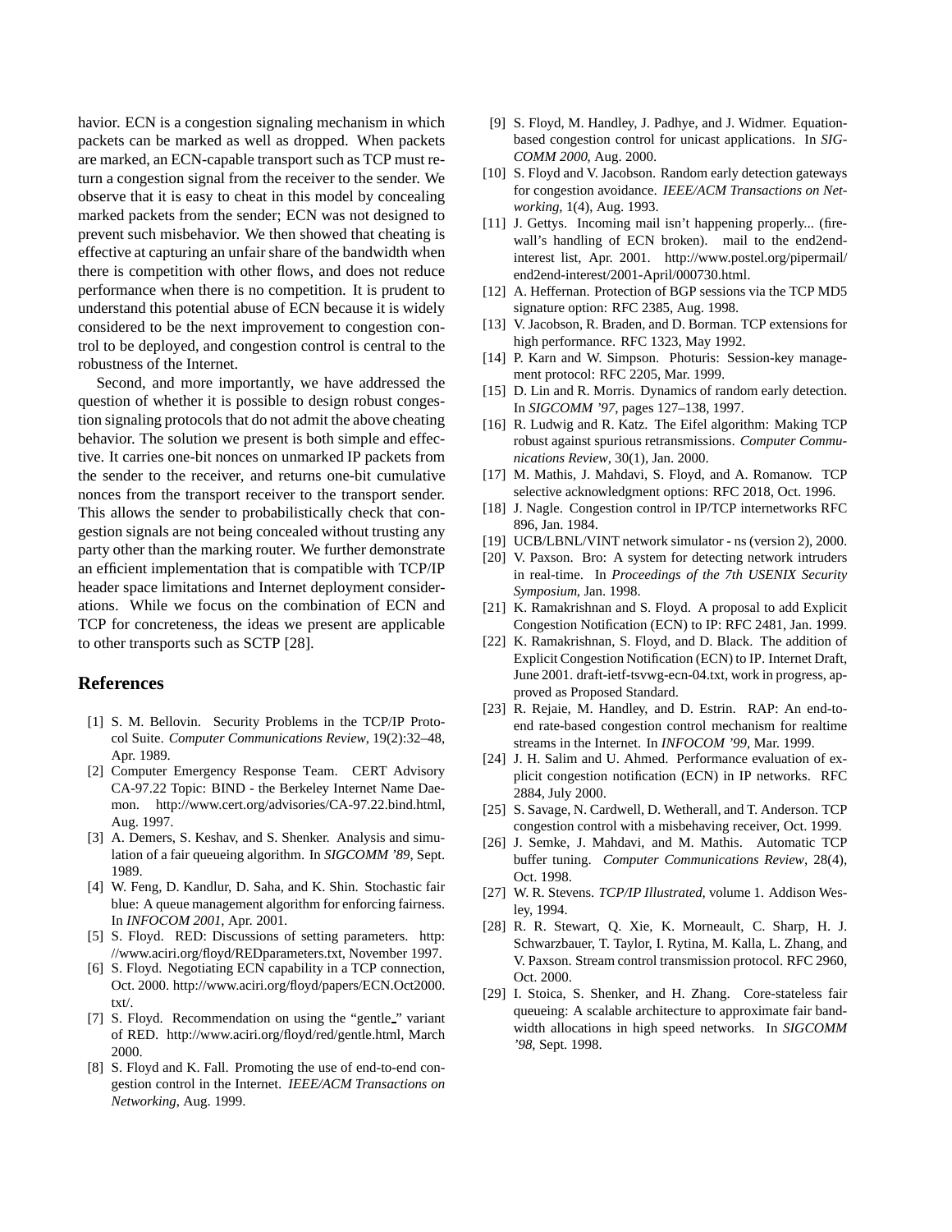havior. ECN is a congestion signaling mechanism in which packets can be marked as well as dropped. When packets are marked, an ECN-capable transport such as TCP must return a congestion signal from the receiver to the sender. We observe that it is easy to cheat in this model by concealing marked packets from the sender; ECN was not designed to prevent such misbehavior. We then showed that cheating is effective at capturing an unfair share of the bandwidth when there is competition with other flows, and does not reduce performance when there is no competition. It is prudent to understand this potential abuse of ECN because it is widely considered to be the next improvement to congestion control to be deployed, and congestion control is central to the robustness of the Internet.

Second, and more importantly, we have addressed the question of whether it is possible to design robust congestion signaling protocols that do not admit the above cheating behavior. The solution we present is both simple and effective. It carries one-bit nonces on unmarked IP packets from the sender to the receiver, and returns one-bit cumulative nonces from the transport receiver to the transport sender. This allows the sender to probabilistically check that congestion signals are not being concealed without trusting any party other than the marking router. We further demonstrate an efficient implementation that is compatible with TCP/IP header space limitations and Internet deployment considerations. While we focus on the combination of ECN and TCP for concreteness, the ideas we present are applicable to other transports such as SCTP [28].

## References

[1] S. M. Bellovin. Security Problems in the TCP/IP Protocol Suite. *Computer Communications Review*, 19(2):32–48, Apr. 1989.

[2] Computer Emergency Response Team. CERT Advisory CA-97.22 Topic: BIND - the Berkeley Internet Name Daemon. http://www.cert.org/advisories/CA-97.22.bind.html, Aug. 1997.

[3] A. Demers, S. Keshav, and S. Shenker. Analysis and simulation of a fair queueing algorithm. In *SIGCOMM '89*, Sept. 1989.

[4] W. Feng, D. Kandlur, D. Saha, and K. Shin. Stochastic fair blue: A queue management algorithm for enforcing fairness. In *INFOCOM 2001*, Apr. 2001.

[5] S. Floyd. RED: Discussions of setting parameters. http://www.aciri.org/floyd/REDparameters.txt, November 1997.

[6] S. Floyd. Negotiating ECN capability in a TCP connection, Oct. 2000. http://www.aciri.org/floyd/papers/ECN.Oct2000.txt/.

[7] S. Floyd. Recommendation on using the "gentle_" variant of RED. http://www.aciri.org/floyd/red/gentle.html, March 2000.

[8] S. Floyd and K. Fall. Promoting the use of end-to-end congestion control in the Internet. *IEEE/ACM Transactions on Networking*, Aug. 1999.

[9] S. Floyd, M. Handley, J. Padhye, and J. Widmer. Equation-based congestion control for unicast applications. In *SIGCOMM 2000*, Aug. 2000.

[10] S. Floyd and V. Jacobson. Random early detection gateways for congestion avoidance. *IEEE/ACM Transactions on Networking*, 1(4), Aug. 1993.

[11] J. Gettys. Incoming mail isn't happening properly... (firewall's handling of ECN broken). mail to the end2end-interest list, Apr. 2001. http://www.postel.org/pipermail/end2end-interest/2001-April/000730.html.

[12] A. Heffernan. Protection of BGP sessions via the TCP MD5 signature option: RFC 2385, Aug. 1998.

[13] V. Jacobson, R. Braden, and D. Borman. TCP extensions for high performance. RFC 1323, May 1992.

[14] P. Karn and W. Simpson. Photuris: Session-key management protocol: RFC 2205, Mar. 1999.

[15] D. Lin and R. Morris. Dynamics of random early detection. In *SIGCOMM '97*, pages 127–138, 1997.

[16] R. Ludwig and R. Katz. The Eifel algorithm: Making TCP robust against spurious retransmissions. *Computer Communications Review*, 30(1), Jan. 2000.

[17] M. Mathis, J. Mahdavi, S. Floyd, and A. Romanow. TCP selective acknowledgment options: RFC 2018, Oct. 1996.

[18] J. Nagle. Congestion control in IP/TCP internetworks RFC 896, Jan. 1984.

[19] UCB/LBNL/VINT network simulator - ns (version 2), 2000.

[20] V. Paxson. Bro: A system for detecting network intruders in real-time. In *Proceedings of the 7th USENIX Security Symposium*, Jan. 1998.

[21] K. Ramakrishnan and S. Floyd. A proposal to add Explicit Congestion Notification (ECN) to IP: RFC 2481, Jan. 1999.

[22] K. Ramakrishnan, S. Floyd, and D. Black. The addition of Explicit Congestion Notification (ECN) to IP. Internet Draft, June 2001. draft-ietf-tsvwg-ecn-04.txt, work in progress, approved as Proposed Standard.

[23] R. Rejaie, M. Handley, and D. Estrin. RAP: An end-to-end rate-based congestion control mechanism for realtime streams in the Internet. In *INFOCOM '99*, Mar. 1999.

[24] J. H. Salim and U. Ahmed. Performance evaluation of explicit congestion notification (ECN) in IP networks. RFC 2884, July 2000.

[25] S. Savage, N. Cardwell, D. Wetherall, and T. Anderson. TCP congestion control with a misbehaving receiver, Oct. 1999.

[26] J. Semke, J. Mahdavi, and M. Mathis. Automatic TCP buffer tuning. *Computer Communications Review*, 28(4), Oct. 1998.

[27] W. R. Stevens. *TCP/IP Illustrated*, volume 1. Addison Wesley, 1994.

[28] R. R. Stewart, Q. Xie, K. Morneault, C. Sharp, H. J. Schwarzbauer, T. Taylor, I. Rytina, M. Kalla, L. Zhang, and V. Paxson. Stream control transmission protocol. RFC 2960, Oct. 2000.

[29] I. Stoica, S. Shenker, and H. Zhang. Core-stateless fair queueing: A scalable architecture to approximate fair bandwidth allocations in high speed networks. In *SIGCOMM '98*, Sept. 1998.